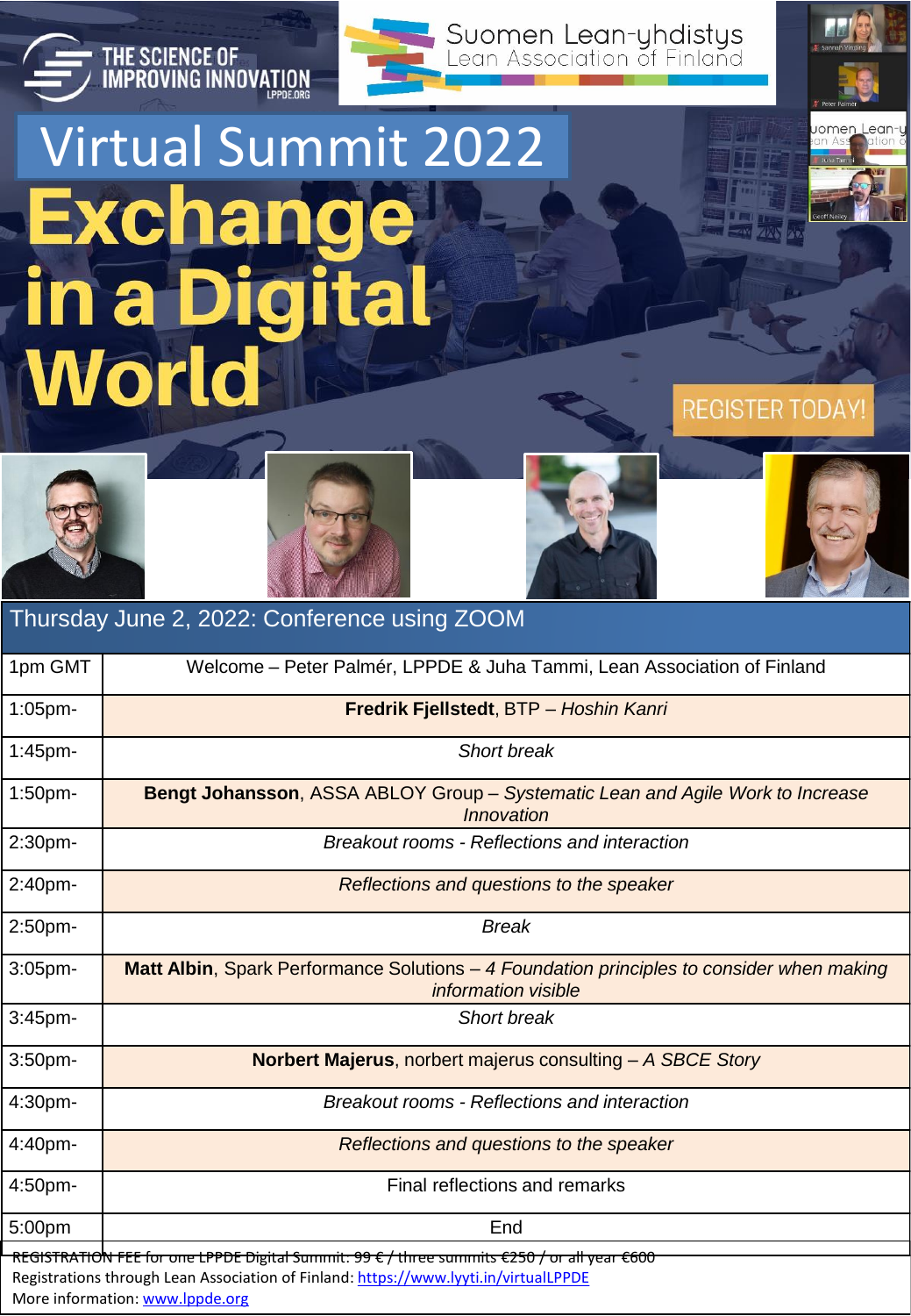THE SCIENCE OF IMPROVING INNOVATION
LPPDE.ORG

Suomen Lean-yhdistys
Lean Association of Finland

# Virtual Summit 2022

# Exchange in a Digital World

REGISTER TODAY!

| Thursday June 2, 2022: Conference using ZOOM | |
|---|---|
| 1pm GMT | Welcome – Peter Palmér, LPPDE & Juha Tammi, Lean Association of Finland |
| 1:05pm- | **Fredrik Fjellstedt**, BTP – *Hoshin Kanri* |
| 1:45pm- | *Short break* |
| 1:50pm- | **Bengt Johansson**, ASSA ABLOY Group – *Systematic Lean and Agile Work to Increase Innovation* |
| 2:30pm- | *Breakout rooms - Reflections and interaction* |
| 2:40pm- | *Reflections and questions to the speaker* |
| 2:50pm- | *Break* |
| 3:05pm- | **Matt Albin**, Spark Performance Solutions – *4 Foundation principles to consider when making information visible* |
| 3:45pm- | *Short break* |
| 3:50pm- | **Norbert Majerus**, norbert majerus consulting – *A SBCE Story* |
| 4:30pm- | *Breakout rooms - Reflections and interaction* |
| 4:40pm- | *Reflections and questions to the speaker* |
| 4:50pm- | Final reflections and remarks |
| 5:00pm | End |

REGISTRATION FEE for one LPPDE Digital Summit: 99 € / three summits €250 / or all year €600

Registrations through Lean Association of Finland: https://www.lyyti.in/virtualLPPDE

More information: www.lppde.org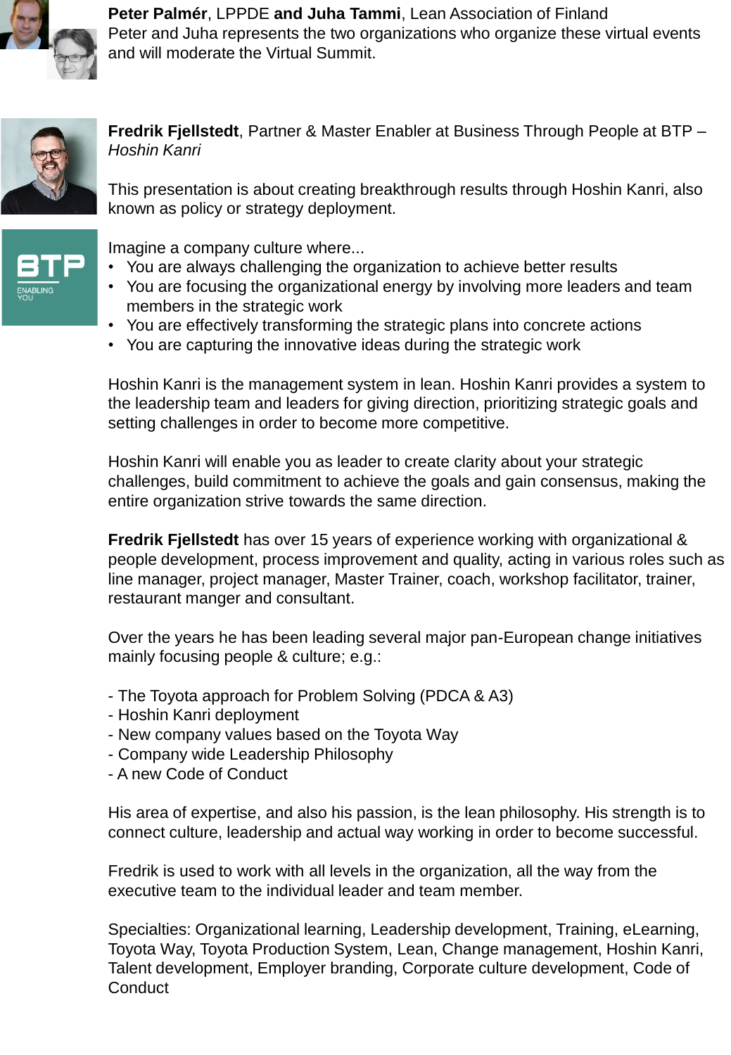**Peter Palmér**, LPPDE **and Juha Tammi**, Lean Association of Finland
Peter and Juha represents the two organizations who organize these virtual events and will moderate the Virtual Summit.

**Fredrik Fjellstedt**, Partner & Master Enabler at Business Through People at BTP – *Hoshin Kanri*

This presentation is about creating breakthrough results through Hoshin Kanri, also known as policy or strategy deployment.

Imagine a company culture where...

- You are always challenging the organization to achieve better results
- You are focusing the organizational energy by involving more leaders and team members in the strategic work
- You are effectively transforming the strategic plans into concrete actions
- You are capturing the innovative ideas during the strategic work

Hoshin Kanri is the management system in lean. Hoshin Kanri provides a system to the leadership team and leaders for giving direction, prioritizing strategic goals and setting challenges in order to become more competitive.

Hoshin Kanri will enable you as leader to create clarity about your strategic challenges, build commitment to achieve the goals and gain consensus, making the entire organization strive towards the same direction.

**Fredrik Fjellstedt** has over 15 years of experience working with organizational & people development, process improvement and quality, acting in various roles such as line manager, project manager, Master Trainer, coach, workshop facilitator, trainer, restaurant manger and consultant.

Over the years he has been leading several major pan-European change initiatives mainly focusing people & culture; e.g.:

- The Toyota approach for Problem Solving (PDCA & A3)
- Hoshin Kanri deployment
- New company values based on the Toyota Way
- Company wide Leadership Philosophy
- A new Code of Conduct

His area of expertise, and also his passion, is the lean philosophy. His strength is to connect culture, leadership and actual way working in order to become successful.

Fredrik is used to work with all levels in the organization, all the way from the executive team to the individual leader and team member.

Specialties: Organizational learning, Leadership development, Training, eLearning, Toyota Way, Toyota Production System, Lean, Change management, Hoshin Kanri, Talent development, Employer branding, Corporate culture development, Code of Conduct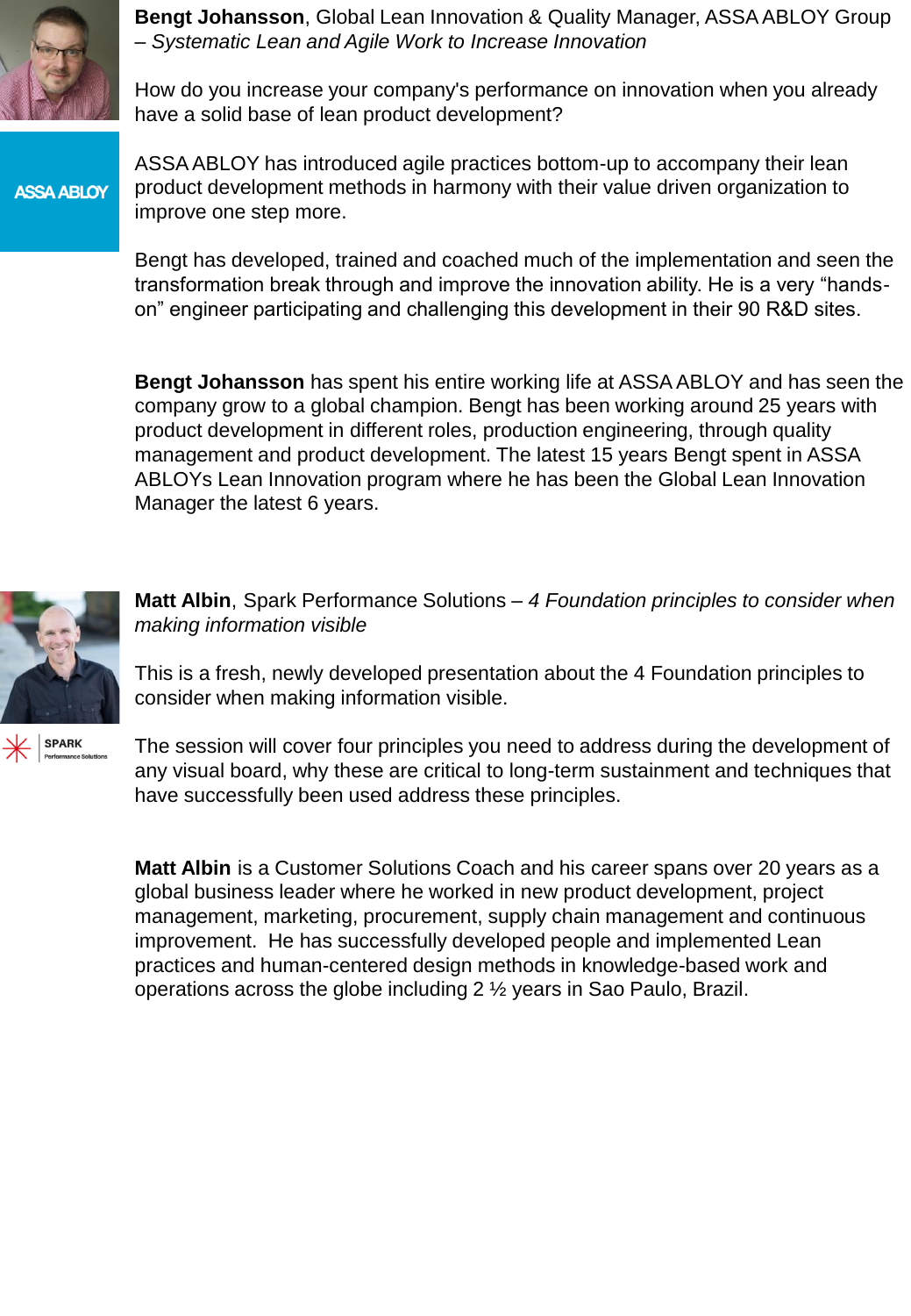**Bengt Johansson**, Global Lean Innovation & Quality Manager, ASSA ABLOY Group – *Systematic Lean and Agile Work to Increase Innovation*

How do you increase your company's performance on innovation when you already have a solid base of lean product development?

ASSA ABLOY has introduced agile practices bottom-up to accompany their lean product development methods in harmony with their value driven organization to improve one step more.

Bengt has developed, trained and coached much of the implementation and seen the transformation break through and improve the innovation ability. He is a very "hands-on" engineer participating and challenging this development in their 90 R&D sites.

**Bengt Johansson** has spent his entire working life at ASSA ABLOY and has seen the company grow to a global champion. Bengt has been working around 25 years with product development in different roles, production engineering, through quality management and product development. The latest 15 years Bengt spent in ASSA ABLOYs Lean Innovation program where he has been the Global Lean Innovation Manager the latest 6 years.

**Matt Albin**, Spark Performance Solutions – *4 Foundation principles to consider when making information visible*

This is a fresh, newly developed presentation about the 4 Foundation principles to consider when making information visible.

The session will cover four principles you need to address during the development of any visual board, why these are critical to long-term sustainment and techniques that have successfully been used address these principles.

**Matt Albin** is a Customer Solutions Coach and his career spans over 20 years as a global business leader where he worked in new product development, project management, marketing, procurement, supply chain management and continuous improvement. He has successfully developed people and implemented Lean practices and human-centered design methods in knowledge-based work and operations across the globe including 2 ½ years in Sao Paulo, Brazil.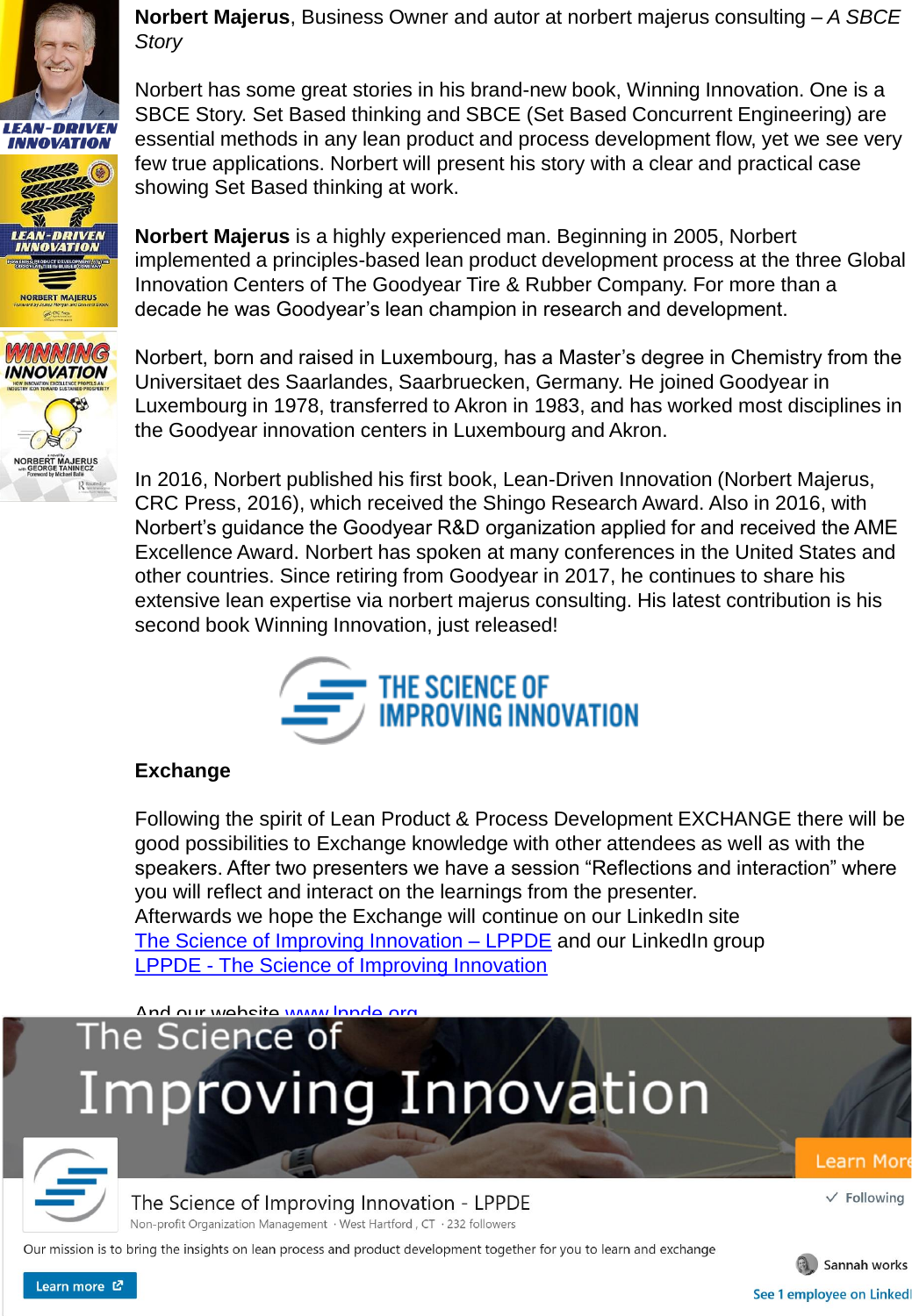**Norbert Majerus**, Business Owner and autor at norbert majerus consulting – *A SBCE Story*

Norbert has some great stories in his brand-new book, Winning Innovation. One is a SBCE Story. Set Based thinking and SBCE (Set Based Concurrent Engineering) are essential methods in any lean product and process development flow, yet we see very few true applications. Norbert will present his story with a clear and practical case showing Set Based thinking at work.

**Norbert Majerus** is a highly experienced man. Beginning in 2005, Norbert implemented a principles-based lean product development process at the three Global Innovation Centers of The Goodyear Tire & Rubber Company. For more than a decade he was Goodyear's lean champion in research and development.

Norbert, born and raised in Luxembourg, has a Master's degree in Chemistry from the Universitaet des Saarlandes, Saarbruecken, Germany. He joined Goodyear in Luxembourg in 1978, transferred to Akron in 1983, and has worked most disciplines in the Goodyear innovation centers in Luxembourg and Akron.

In 2016, Norbert published his first book, Lean-Driven Innovation (Norbert Majerus, CRC Press, 2016), which received the Shingo Research Award. Also in 2016, with Norbert's guidance the Goodyear R&D organization applied for and received the AME Excellence Award. Norbert has spoken at many conferences in the United States and other countries. Since retiring from Goodyear in 2017, he continues to share his extensive lean expertise via norbert majerus consulting. His latest contribution is his second book Winning Innovation, just released!

THE SCIENCE OF IMPROVING INNOVATION

## Exchange

Following the spirit of Lean Product & Process Development EXCHANGE there will be good possibilities to Exchange knowledge with other attendees as well as with the speakers. After two presenters we have a session "Reflections and interaction" where you will reflect and interact on the learnings from the presenter.
Afterwards we hope the Exchange will continue on our LinkedIn site [The Science of Improving Innovation – LPPDE] and our LinkedIn group [LPPDE - The Science of Improving Innovation]

And our website www.lppde.org

The Science of Improving Innovation

The Science of Improving Innovation - LPPDE
Non-profit Organization Management · West Hartford, CT · 232 followers

Our mission is to bring the insights on lean process and product development together for you to learn and exchange